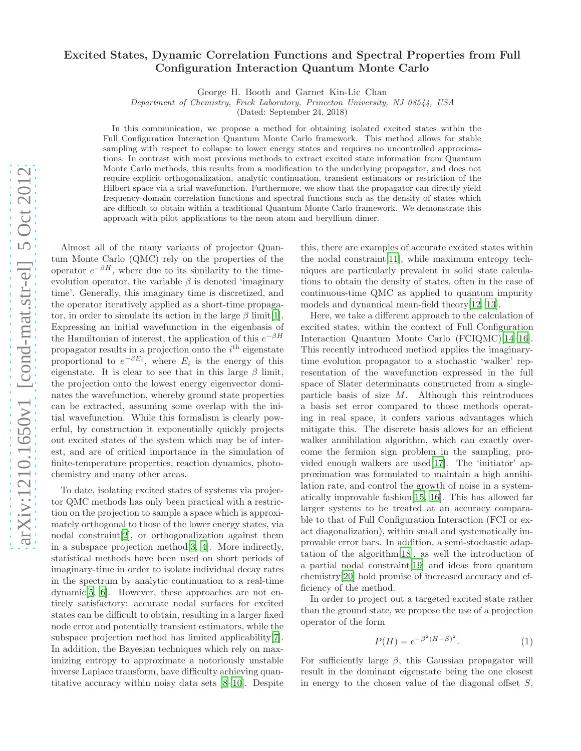# Excited States, Dynamic Correlation Functions and Spectral Properties from Full Configuration Interaction Quantum Monte Carlo

George H. Booth and Garnet Kin-Lic Chan

*Department of Chemistry, Frick Laboratory, Princeton University, NJ 08544, USA*

(Dated: September 24, 2018)

In this communication, we propose a method for obtaining isolated excited states within the Full Configuration Interaction Quantum Monte Carlo framework. This method allows for stable sampling with respect to collapse to lower energy states and requires no uncontrolled approximations. In contrast with most previous methods to extract excited state information from Quantum Monte Carlo methods, this results from a modification to the underlying propagator, and does not require explicit orthogonalization, analytic continuation, transient estimators or restriction of the Hilbert space via a trial wavefunction. Furthermore, we show that the propagator can directly yield frequency-domain correlation functions and spectral functions such as the density of states which are difficult to obtain within a traditional Quantum Monte Carlo framework. We demonstrate this approach with pilot applications to the neon atom and beryllium dimer.

Almost all of the many variants of projector Quantum Monte Carlo (QMC) rely on the properties of the operator $e^{-\beta H}$, where due to its similarity to the time-evolution operator, the variable $\beta$ is denoted 'imaginary time'. Generally, this imaginary time is discretized, and the operator iteratively applied as a short-time propagator, in order to simulate its action in the large $\beta$ limit[1]. Expressing an initial wavefunction in the eigenbasis of the Hamiltonian of interest, the application of this $e^{-\beta H}$ propagator results in a projection onto the $i^{\text{th}}$ eigenstate proportional to $e^{-\beta E_i}$, where $E_i$ is the energy of this eigenstate. It is clear to see that in this large $\beta$ limit, the projection onto the lowest energy eigenvector dominates the wavefunction, whereby ground state properties can be extracted, assuming some overlap with the initial wavefunction. While this formalism is clearly powerful, by construction it exponentially quickly projects out excited states of the system which may be of interest, and are of critical importance in the simulation of finite-temperature properties, reaction dynamics, photochemistry and many other areas.

To date, isolating excited states of systems via projector QMC methods has only been practical with a restriction on the projection to sample a space which is approximately orthogonal to those of the lower energy states, via nodal constraint[2], or orthogonalization against them in a subspace projection method[3, 4]. More indirectly, statistical methods have been used on short periods of imaginary-time in order to isolate individual decay rates in the spectrum by analytic continuation to a real-time dynamic[5, 6]. However, these approaches are not entirely satisfactory; accurate nodal surfaces for excited states can be difficult to obtain, resulting in a larger fixed node error and potentially transient estimators, while the subspace projection method has limited applicability[7]. In addition, the Bayesian techniques which rely on maximizing entropy to approximate a notoriously unstable inverse Laplace transform, have difficulty achieving quantitative accuracy within noisy data sets [8–10]. Despite this, there are examples of accurate excited states within the nodal constraint[11], while maximum entropy techniques are particularly prevalent in solid state calculations to obtain the density of states, often in the case of continuous-time QMC as applied to quantum impurity models and dynamical mean-field theory[12, 13].

Here, we take a different approach to the calculation of excited states, within the context of Full Configuration Interaction Quantum Monte Carlo (FCIQMC)[14–16]. This recently introduced method applies the imaginary-time evolution propagator to a stochastic 'walker' representation of the wavefunction expressed in the full space of Slater determinants constructed from a single-particle basis of size $M$. Although this reintroduces a basis set error compared to those methods operating in real space, it confers various advantages which mitigate this. The discrete basis allows for an efficient walker annihilation algorithm, which can exactly overcome the fermion sign problem in the sampling, provided enough walkers are used[17]. The 'initiator' approximation was formulated to maintain a high annihilation rate, and control the growth of noise in a systematically improvable fashion[15, 16]. This has allowed far larger systems to be treated at an accuracy comparable to that of Full Configuration Interaction (FCI or exact diagonalization), within small and systematically improvable error bars. In addition, a semi-stochastic adaptation of the algorithm[18], as well the introduction of a partial nodal constraint[19] and ideas from quantum chemistry[20] hold promise of increased accuracy and efficiency of the method.

In order to project out a targeted excited state rather than the ground state, we propose the use of a projection operator of the form

$$P(H) = e^{-\beta^2 (H-S)^2}. \tag{1}$$

For sufficiently large $\beta$, this Gaussian propagator will result in the dominant eigenstate being the one closest in energy to the chosen value of the diagonal offset $S$,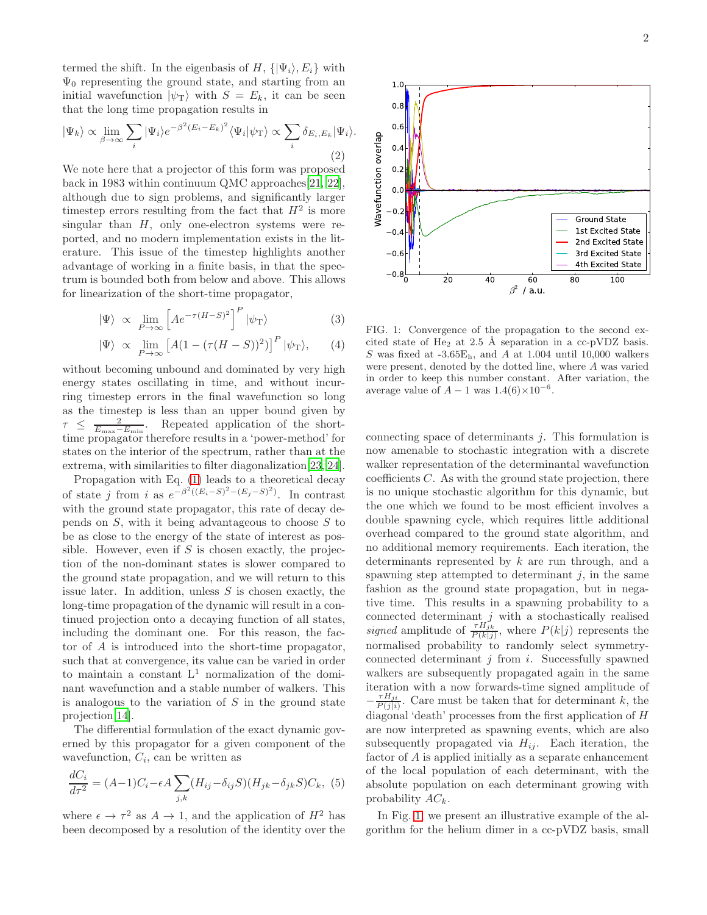termed the shift. In the eigenbasis of $H$, $\{|\Psi_i\rangle, E_i\}$ with $\Psi_0$ representing the ground state, and starting from an initial wavefunction $|\psi_{\rm T}\rangle$ with $S = E_k$, it can be seen that the long time propagation results in

$$|\Psi_k\rangle \propto \lim_{\beta\to\infty} \sum_i |\Psi_i\rangle e^{-\beta^2(E_i-E_k)^2}\langle\Psi_i|\psi_{\rm T}\rangle \propto \sum_i \delta_{E_i,E_k}|\Psi_i\rangle. \tag{2}$$

We note here that a projector of this form was proposed back in 1983 within continuum QMC approaches[21, 22], although due to sign problems, and significantly larger timestep errors resulting from the fact that $H^2$ is more singular than $H$, only one-electron systems were reported, and no modern implementation exists in the literature. This issue of the timestep highlights another advantage of working in a finite basis, in that the spectrum is bounded both from below and above. This allows for linearization of the short-time propagator,

$$|\Psi\rangle \;\propto\; \lim_{P\to\infty}\left[Ae^{-\tau(H-S)^2}\right]^P|\psi_{\rm T}\rangle \tag{3}$$

$$|\Psi\rangle \;\propto\; \lim_{P\to\infty}\left[A(1-(\tau(H-S))^2)\right]^P|\psi_{\rm T}\rangle, \tag{4}$$

without becoming unbound and dominated by very high energy states oscillating in time, and without incurring timestep errors in the final wavefunction so long as the timestep is less than an upper bound given by $\tau \leq \frac{2}{E_{\rm max}-E_{\rm min}}$. Repeated application of the short-time propagator therefore results in a 'power-method' for states on the interior of the spectrum, rather than at the extrema, with similarities to filter diagonalization[23, 24].

Propagation with Eq. (1) leads to a theoretical decay of state $j$ from $i$ as $e^{-\beta^2((E_i-S)^2-(E_j-S)^2)}$. In contrast with the ground state propagator, this rate of decay depends on $S$, with it being advantageous to choose $S$ to be as close to the energy of the state of interest as possible. However, even if $S$ is chosen exactly, the projection of the non-dominant states is slower compared to the ground state propagation, and we will return to this issue later. In addition, unless $S$ is chosen exactly, the long-time propagation of the dynamic will result in a continued projection onto a decaying function of all states, including the dominant one. For this reason, the factor of $A$ is introduced into the short-time propagator, such that at convergence, its value can be varied in order to maintain a constant $\mathrm{L}^1$ normalization of the dominant wavefunction and a stable number of walkers. This is analogous to the variation of $S$ in the ground state projection[14].

The differential formulation of the exact dynamic governed by this propagator for a given component of the wavefunction, $C_i$, can be written as

$$\frac{dC_i}{d\tau^2} = (A-1)C_i - \epsilon A\sum_{j,k}(H_{ij}-\delta_{ij}S)(H_{jk}-\delta_{jk}S)C_k, \tag{5}$$

where $\epsilon \to \tau^2$ as $A \to 1$, and the application of $H^2$ has been decomposed by a resolution of the identity over the connecting space of determinants $j$. This formulation is now amenable to stochastic integration with a discrete walker representation of the determinantal wavefunction coefficients $C$. As with the ground state projection, there is no unique stochastic algorithm for this dynamic, but the one which we found to be most efficient involves a double spawning cycle, which requires little additional overhead compared to the ground state algorithm, and no additional memory requirements. Each iteration, the determinants represented by $k$ are run through, and a spawning step attempted to determinant $j$, in the same fashion as the ground state propagation, but in negative time. This results in a spawning probability to a connected determinant $j$ with a stochastically realised *signed* amplitude of $\frac{\tau H_{jk}}{P(k|j)}$, where $P(k|j)$ represents the normalised probability to randomly select symmetry-connected determinant $j$ from $i$. Successfully spawned walkers are subsequently propagated again in the same iteration with a now forwards-time signed amplitude of $-\frac{\tau H_{ji}}{P(j|i)}$. Care must be taken that for determinant $k$, the diagonal 'death' processes from the first application of $H$ are now interpreted as spawning events, which are also subsequently propagated via $H_{ij}$. Each iteration, the factor of $A$ is applied initially as a separate enhancement of the local population of each determinant, with the absolute population on each determinant growing with probability $AC_k$.

FIG. 1: Convergence of the propagation to the second excited state of $He_2$ at 2.5 Å separation in a cc-pVDZ basis. $S$ was fixed at -3.65E$_{\rm h}$, and $A$ at 1.004 until 10,000 walkers were present, denoted by the dotted line, where $A$ was varied in order to keep this number constant. After variation, the average value of $A-1$ was 1.4(6)$\times10^{-6}$.

In Fig. 1, we present an illustrative example of the algorithm for the helium dimer in a cc-pVDZ basis, small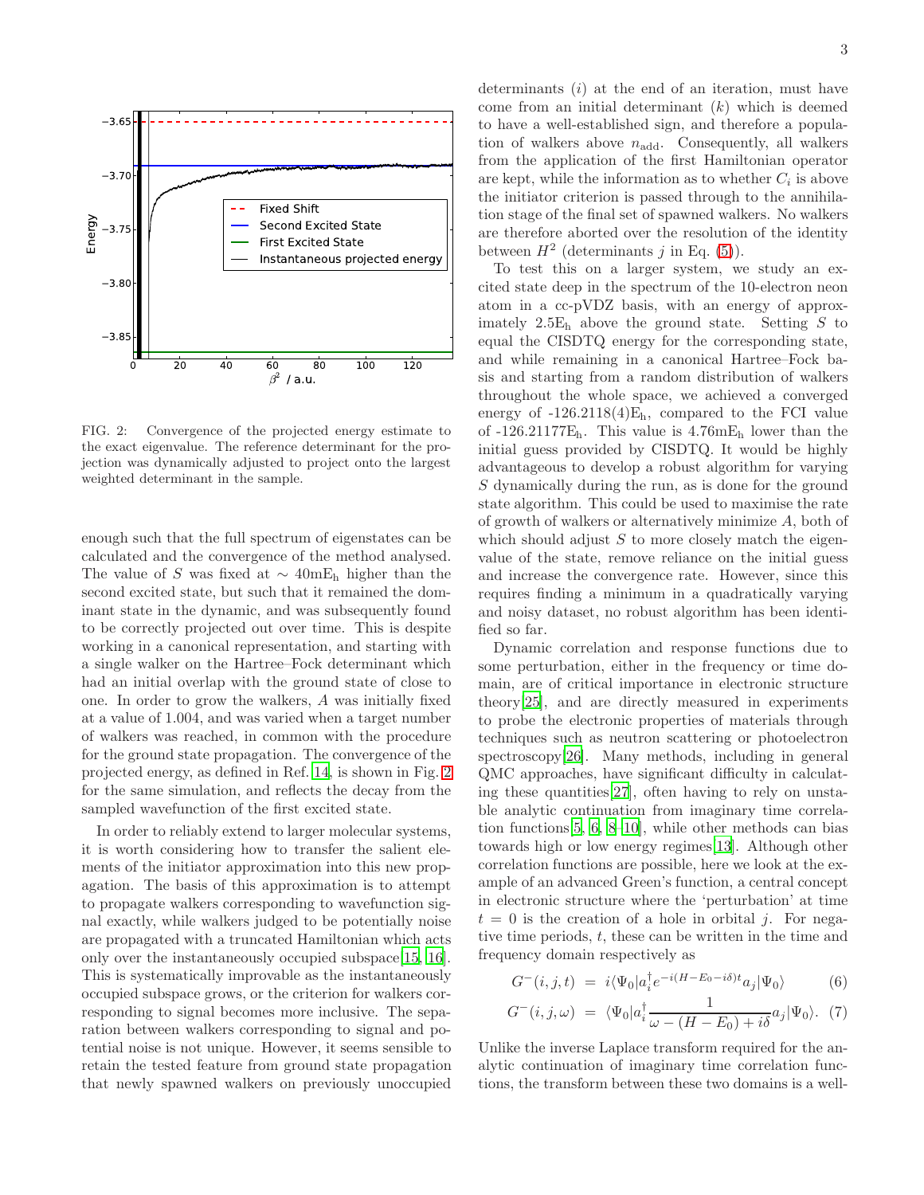FIG. 2: Convergence of the projected energy estimate to the exact eigenvalue. The reference determinant for the projection was dynamically adjusted to project onto the largest weighted determinant in the sample.

enough such that the full spectrum of eigenstates can be calculated and the convergence of the method analysed. The value of $S$ was fixed at $\sim 40\text{mE}_\text{h}$ higher than the second excited state, but such that it remained the dominant state in the dynamic, and was subsequently found to be correctly projected out over time. This is despite working in a canonical representation, and starting with a single walker on the Hartree–Fock determinant which had an initial overlap with the ground state of close to one. In order to grow the walkers, $A$ was initially fixed at a value of 1.004, and was varied when a target number of walkers was reached, in common with the procedure for the ground state propagation. The convergence of the projected energy, as defined in Ref. 14, is shown in Fig. 2 for the same simulation, and reflects the decay from the sampled wavefunction of the first excited state.

In order to reliably extend to larger molecular systems, it is worth considering how to transfer the salient elements of the initiator approximation into this new propagation. The basis of this approximation is to attempt to propagate walkers corresponding to wavefunction signal exactly, while walkers judged to be potentially noise are propagated with a truncated Hamiltonian which acts only over the instantaneously occupied subspace[15, 16]. This is systematically improvable as the instantaneously occupied subspace grows, or the criterion for walkers corresponding to signal becomes more inclusive. The separation between walkers corresponding to signal and potential noise is not unique. However, it seems sensible to retain the tested feature from ground state propagation that newly spawned walkers on previously unoccupied determinants ($i$) at the end of an iteration, must have come from an initial determinant ($k$) which is deemed to have a well-established sign, and therefore a population of walkers above $n_{\text{add}}$. Consequently, all walkers from the application of the first Hamiltonian operator are kept, while the information as to whether $C_i$ is above the initiator criterion is passed through to the annihilation stage of the final set of spawned walkers. No walkers are therefore aborted over the resolution of the identity between $H^2$ (determinants $j$ in Eq. (5)).

To test this on a larger system, we study an excited state deep in the spectrum of the 10-electron neon atom in a cc-pVDZ basis, with an energy of approximately $2.5\text{E}_\text{h}$ above the ground state. Setting $S$ to equal the CISDTQ energy for the corresponding state, and while remaining in a canonical Hartree–Fock basis and starting from a random distribution of walkers throughout the whole space, we achieved a converged energy of -126.2118(4)$\text{E}_\text{h}$, compared to the FCI value of -126.21177$\text{E}_\text{h}$. This value is 4.76$\text{mE}_\text{h}$ lower than the initial guess provided by CISDTQ. It would be highly advantageous to develop a robust algorithm for varying $S$ dynamically during the run, as is done for the ground state algorithm. This could be used to maximise the rate of growth of walkers or alternatively minimize $A$, both of which should adjust $S$ to more closely match the eigenvalue of the state, remove reliance on the initial guess and increase the convergence rate. However, since this requires finding a minimum in a quadratically varying and noisy dataset, no robust algorithm has been identified so far.

Dynamic correlation and response functions due to some perturbation, either in the frequency or time domain, are of critical importance in electronic structure theory[25], and are directly measured in experiments to probe the electronic properties of materials through techniques such as neutron scattering or photoelectron spectroscopy[26]. Many methods, including in general QMC approaches, have significant difficulty in calculating these quantities[27], often having to rely on unstable analytic continuation from imaginary time correlation functions[5, 6, 8–10], while other methods can bias towards high or low energy regimes[13]. Although other correlation functions are possible, here we look at the example of an advanced Green's function, a central concept in electronic structure where the 'perturbation' at time $t = 0$ is the creation of a hole in orbital $j$. For negative time periods, $t$, these can be written in the time and frequency domain respectively as

$$G^-(i,j,t) \;=\; i\langle\Psi_0|a_i^\dagger e^{-i(H-E_0-i\delta)t}a_j|\Psi_0\rangle \qquad (6)$$

$$G^-(i,j,\omega) \;=\; \langle\Psi_0|a_i^\dagger \frac{1}{\omega-(H-E_0)+i\delta}a_j|\Psi_0\rangle. \qquad (7)$$

Unlike the inverse Laplace transform required for the analytic continuation of imaginary time correlation functions, the transform between these two domains is a well-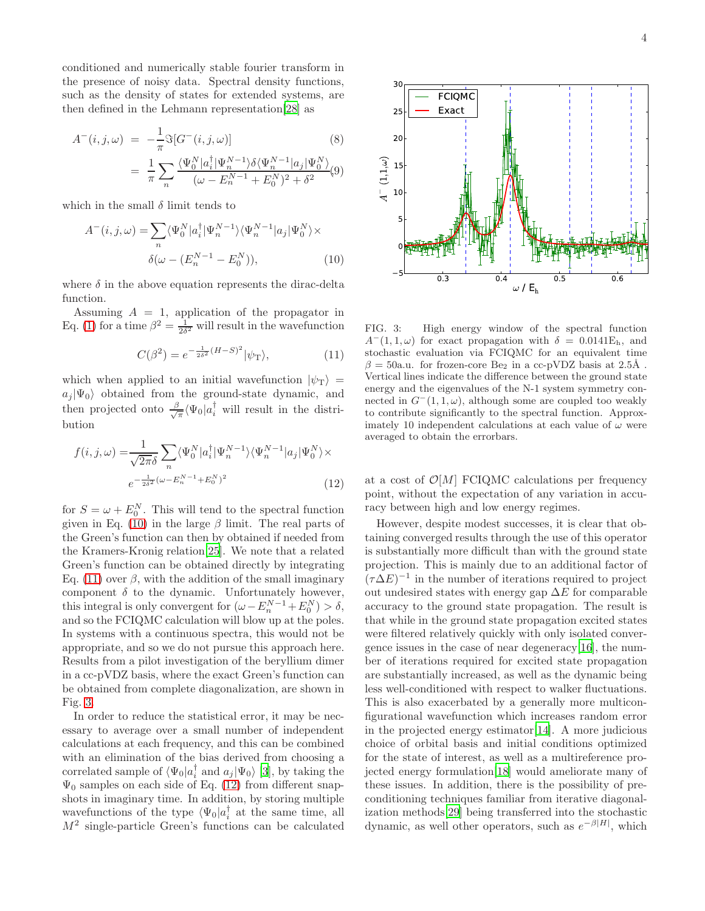conditioned and numerically stable fourier transform in the presence of noisy data. Spectral density functions, such as the density of states for extended systems, are then defined in the Lehmann representation[28] as

$$A^{-}(i,j,\omega) = -\frac{1}{\pi}\Im[G^{-}(i,j,\omega)] \tag{8}$$

$$= \frac{1}{\pi}\sum_n \frac{\langle\Psi_0^N|a_i^\dagger|\Psi_n^{N-1}\rangle\delta\langle\Psi_n^{N-1}|a_j|\Psi_0^N\rangle}{(\omega-E_n^{N-1}+E_0^N)^2+\delta^2} \tag{9}$$

which in the small $\delta$ limit tends to

$$A^{-}(i,j,\omega) = \sum_n \langle\Psi_0^N|a_i^\dagger|\Psi_n^{N-1}\rangle\langle\Psi_n^{N-1}|a_j|\Psi_0^N\rangle \times \delta(\omega-(E_n^{N-1}-E_0^N)), \tag{10}$$

where $\delta$ in the above equation represents the dirac-delta function.

Assuming $A=1$, application of the propagator in Eq. (1) for a time $\beta^2 = \frac{1}{2\delta^2}$ will result in the wavefunction

$$C(\beta^2) = e^{-\frac{1}{2\delta^2}(H-S)^2}|\psi_{\mathrm{T}}\rangle, \tag{11}$$

which when applied to an initial wavefunction $|\psi_{\mathrm{T}}\rangle = a_j|\Psi_0\rangle$ obtained from the ground-state dynamic, and then projected onto $\frac{\beta}{\sqrt{\pi}}\langle\Psi_0|a_i^\dagger$ will result in the distribution

$$f(i,j,\omega) = \frac{1}{\sqrt{2\pi}\delta}\sum_n \langle\Psi_0^N|a_i^\dagger|\Psi_n^{N-1}\rangle\langle\Psi_n^{N-1}|a_j|\Psi_0^N\rangle \times e^{-\frac{1}{2\delta^2}(\omega-E_n^{N-1}+E_0^N)^2} \tag{12}$$

for $S=\omega+E_0^N$. This will tend to the spectral function given in Eq. (10) in the large $\beta$ limit. The real parts of the Green's function can then by obtained if needed from the Kramers-Kronig relation[25]. We note that a related Green's function can be obtained directly by integrating Eq. (11) over $\beta$, with the addition of the small imaginary component $\delta$ to the dynamic. Unfortunately however, this integral is only convergent for $(\omega-E_n^{N-1}+E_0^N)>\delta$, and so the FCIQMC calculation will blow up at the poles. In systems with a continuous spectra, this would not be appropriate, and so we do not pursue this approach here. Results from a pilot investigation of the beryllium dimer in a cc-pVDZ basis, where the exact Green's function can be obtained from complete diagonalization, are shown in Fig. 3.

In order to reduce the statistical error, it may be necessary to average over a small number of independent calculations at each frequency, and this can be combined with an elimination of the bias derived from choosing a correlated sample of $\langle\Psi_0|a_i^\dagger$ and $a_j|\Psi_0\rangle$ [3], by taking the $\Psi_0$ samples on each side of Eq. (12) from different snapshots in imaginary time. In addition, by storing multiple wavefunctions of the type $\langle\Psi_0|a_i^\dagger$ at the same time, all $M^2$ single-particle Green's functions can be calculated at a cost of $\mathcal{O}[M]$ FCIQMC calculations per frequency point, without the expectation of any variation in accuracy between high and low energy regimes.

FIG. 3: High energy window of the spectral function $A^{-}(1,1,\omega)$ for exact propagation with $\delta = 0.0141\mathrm{E_h}$, and stochastic evaluation via FCIQMC for an equivalent time $\beta = 50$a.u. for frozen-core $Be_2$ in a cc-pVDZ basis at 2.5Å . Vertical lines indicate the difference between the ground state energy and the eigenvalues of the N-1 system symmetry connected in $G^{-}(1,1,\omega)$, although some are coupled too weakly to contribute significantly to the spectral function. Approximately 10 independent calculations at each value of $\omega$ were averaged to obtain the errorbars.

However, despite modest successes, it is clear that obtaining converged results through the use of this operator is substantially more difficult than with the ground state projection. This is mainly due to an additional factor of $(\tau\Delta E)^{-1}$ in the number of iterations required to project out undesired states with energy gap $\Delta E$ for comparable accuracy to the ground state propagation. The result is that while in the ground state propagation excited states were filtered relatively quickly with only isolated convergence issues in the case of near degeneracy[16], the number of iterations required for excited state propagation are substantially increased, as well as the dynamic being less well-conditioned with respect to walker fluctuations. This is also exacerbated by a generally more multiconfigurational wavefunction which increases random error in the projected energy estimator[14]. A more judicious choice of orbital basis and initial conditions optimized for the state of interest, as well as a multireference projected energy formulation[18] would ameliorate many of these issues. In addition, there is the possibility of preconditioning techniques familiar from iterative diagonalization methods[29] being transferred into the stochastic dynamic, as well other operators, such as $e^{-\beta|H|}$, which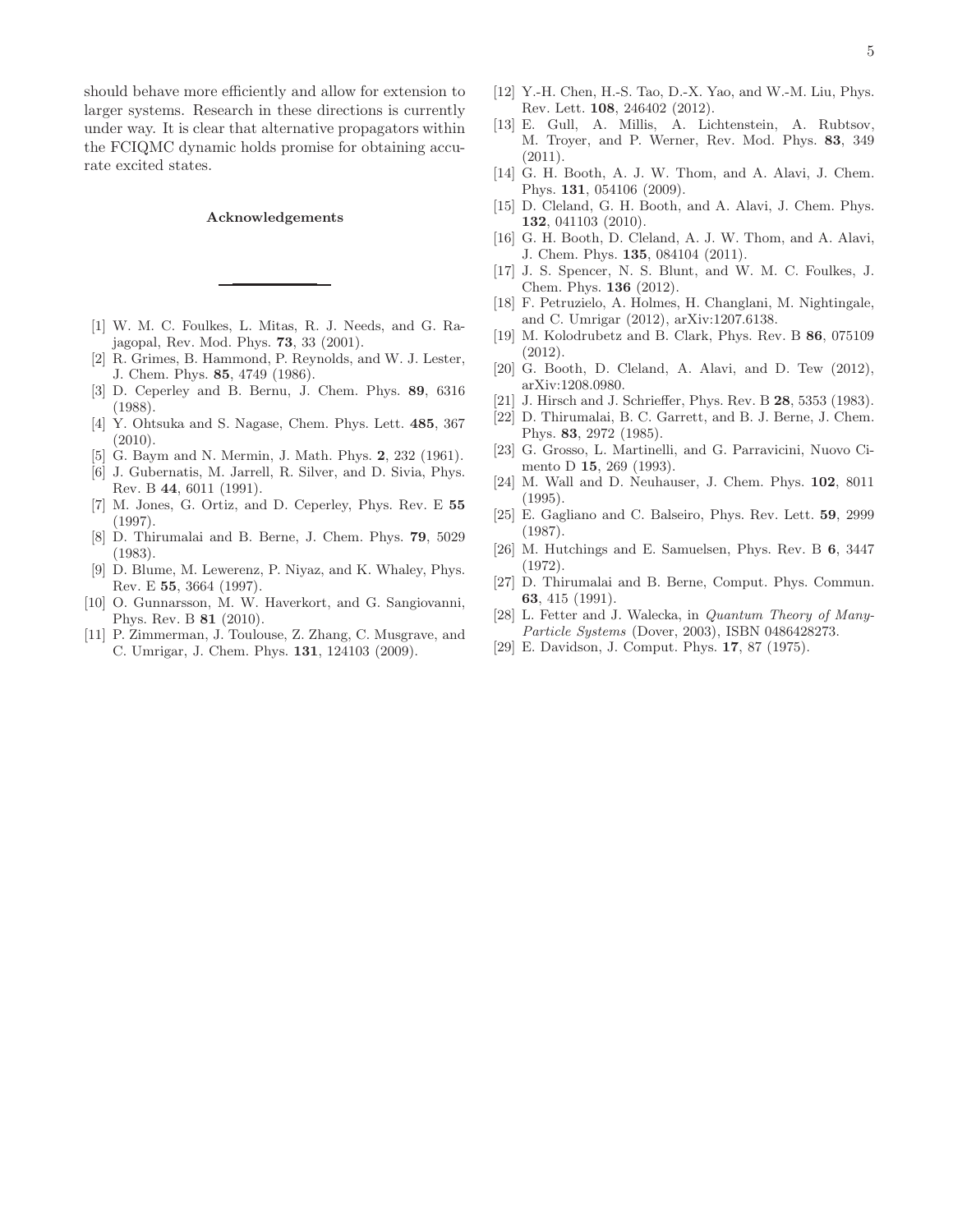should behave more efficiently and allow for extension to larger systems. Research in these directions is currently under way. It is clear that alternative propagators within the FCIQMC dynamic holds promise for obtaining accurate excited states.

### Acknowledgements

---

[1] W. M. C. Foulkes, L. Mitas, R. J. Needs, and G. Rajagopal, Rev. Mod. Phys. **73**, 33 (2001).

[2] R. Grimes, B. Hammond, P. Reynolds, and W. J. Lester, J. Chem. Phys. **85**, 4749 (1986).

[3] D. Ceperley and B. Bernu, J. Chem. Phys. **89**, 6316 (1988).

[4] Y. Ohtsuka and S. Nagase, Chem. Phys. Lett. **485**, 367 (2010).

[5] G. Baym and N. Mermin, J. Math. Phys. **2**, 232 (1961).

[6] J. Gubernatis, M. Jarrell, R. Silver, and D. Sivia, Phys. Rev. B **44**, 6011 (1991).

[7] M. Jones, G. Ortiz, and D. Ceperley, Phys. Rev. E **55** (1997).

[8] D. Thirumalai and B. Berne, J. Chem. Phys. **79**, 5029 (1983).

[9] D. Blume, M. Lewerenz, P. Niyaz, and K. Whaley, Phys. Rev. E **55**, 3664 (1997).

[10] O. Gunnarsson, M. W. Haverkort, and G. Sangiovanni, Phys. Rev. B **81** (2010).

[11] P. Zimmerman, J. Toulouse, Z. Zhang, C. Musgrave, and C. Umrigar, J. Chem. Phys. **131**, 124103 (2009).

[12] Y.-H. Chen, H.-S. Tao, D.-X. Yao, and W.-M. Liu, Phys. Rev. Lett. **108**, 246402 (2012).

[13] E. Gull, A. Millis, A. Lichtenstein, A. Rubtsov, M. Troyer, and P. Werner, Rev. Mod. Phys. **83**, 349 (2011).

[14] G. H. Booth, A. J. W. Thom, and A. Alavi, J. Chem. Phys. **131**, 054106 (2009).

[15] D. Cleland, G. H. Booth, and A. Alavi, J. Chem. Phys. **132**, 041103 (2010).

[16] G. H. Booth, D. Cleland, A. J. W. Thom, and A. Alavi, J. Chem. Phys. **135**, 084104 (2011).

[17] J. S. Spencer, N. S. Blunt, and W. M. C. Foulkes, J. Chem. Phys. **136** (2012).

[18] F. Petruzielo, A. Holmes, H. Changlani, M. Nightingale, and C. Umrigar (2012), arXiv:1207.6138.

[19] M. Kolodrubetz and B. Clark, Phys. Rev. B **86**, 075109 (2012).

[20] G. Booth, D. Cleland, A. Alavi, and D. Tew (2012), arXiv:1208.0980.

[21] J. Hirsch and J. Schrieffer, Phys. Rev. B **28**, 5353 (1983).

[22] D. Thirumalai, B. C. Garrett, and B. J. Berne, J. Chem. Phys. **83**, 2972 (1985).

[23] G. Grosso, L. Martinelli, and G. Parravicini, Nuovo Cimento D **15**, 269 (1993).

[24] M. Wall and D. Neuhauser, J. Chem. Phys. **102**, 8011 (1995).

[25] E. Gagliano and C. Balseiro, Phys. Rev. Lett. **59**, 2999 (1987).

[26] M. Hutchings and E. Samuelsen, Phys. Rev. B **6**, 3447 (1972).

[27] D. Thirumalai and B. Berne, Comput. Phys. Commun. **63**, 415 (1991).

[28] L. Fetter and J. Walecka, in *Quantum Theory of Many-Particle Systems* (Dover, 2003), ISBN 0486428273.

[29] E. Davidson, J. Comput. Phys. **17**, 87 (1975).